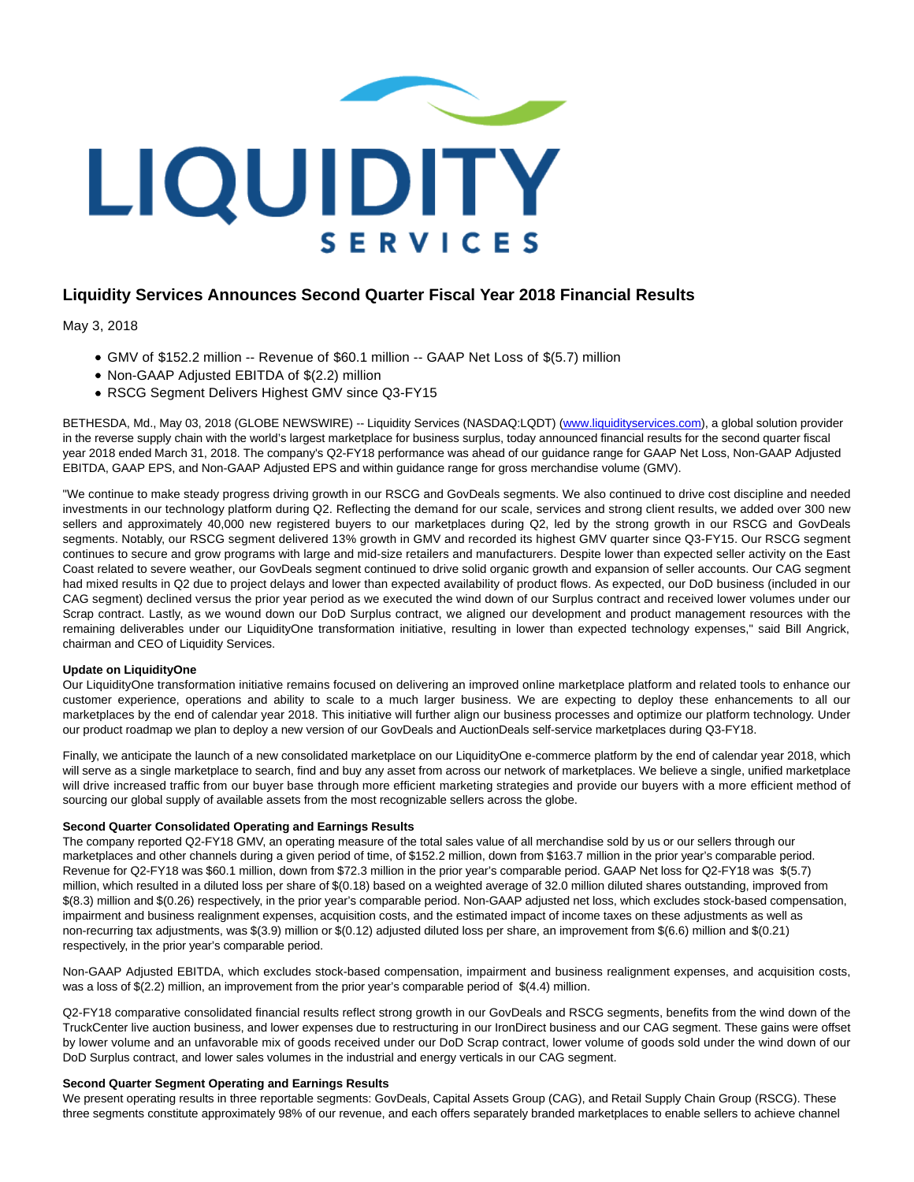# Liquidity Services Announces Second Quarter Fiscal Year 2018 Financial Results

May 3, 2018

- GMV of $152.2 million -- Revenue of $60.1 million -- GAAP Net Loss of $(5.7) million
- Non-GAAP Adjusted EBITDA of $(2.2) million
- RSCG Segment Delivers Highest GMV since Q3-FY15

BETHESDA, Md., May 03, 2018 (GLOBE NEWSWIRE) -- Liquidity Services (NASDAQ:LQDT) (www.liquidityservices.com), a global solution provider in the reverse supply chain with the world's largest marketplace for business surplus, today announced financial results for the second quarter fiscal year 2018 ended March 31, 2018. The company's Q2-FY18 performance was ahead of our guidance range for GAAP Net Loss, Non-GAAP Adjusted EBITDA, GAAP EPS, and Non-GAAP Adjusted EPS and within guidance range for gross merchandise volume (GMV).

"We continue to make steady progress driving growth in our RSCG and GovDeals segments. We also continued to drive cost discipline and needed investments in our technology platform during Q2. Reflecting the demand for our scale, services and strong client results, we added over 300 new sellers and approximately 40,000 new registered buyers to our marketplaces during Q2, led by the strong growth in our RSCG and GovDeals segments. Notably, our RSCG segment delivered 13% growth in GMV and recorded its highest GMV quarter since Q3-FY15. Our RSCG segment continues to secure and grow programs with large and mid-size retailers and manufacturers. Despite lower than expected seller activity on the East Coast related to severe weather, our GovDeals segment continued to drive solid organic growth and expansion of seller accounts. Our CAG segment had mixed results in Q2 due to project delays and lower than expected availability of product flows. As expected, our DoD business (included in our CAG segment) declined versus the prior year period as we executed the wind down of our Surplus contract and received lower volumes under our Scrap contract. Lastly, as we wound down our DoD Surplus contract, we aligned our development and product management resources with the remaining deliverables under our LiquidityOne transformation initiative, resulting in lower than expected technology expenses," said Bill Angrick, chairman and CEO of Liquidity Services.

**Update on LiquidityOne**

Our LiquidityOne transformation initiative remains focused on delivering an improved online marketplace platform and related tools to enhance our customer experience, operations and ability to scale to a much larger business. We are expecting to deploy these enhancements to all our marketplaces by the end of calendar year 2018. This initiative will further align our business processes and optimize our platform technology. Under our product roadmap we plan to deploy a new version of our GovDeals and AuctionDeals self-service marketplaces during Q3-FY18.

Finally, we anticipate the launch of a new consolidated marketplace on our LiquidityOne e-commerce platform by the end of calendar year 2018, which will serve as a single marketplace to search, find and buy any asset from across our network of marketplaces. We believe a single, unified marketplace will drive increased traffic from our buyer base through more efficient marketing strategies and provide our buyers with a more efficient method of sourcing our global supply of available assets from the most recognizable sellers across the globe.

**Second Quarter Consolidated Operating and Earnings Results**

The company reported Q2-FY18 GMV, an operating measure of the total sales value of all merchandise sold by us or our sellers through our marketplaces and other channels during a given period of time, of $152.2 million, down from $163.7 million in the prior year's comparable period. Revenue for Q2-FY18 was $60.1 million, down from $72.3 million in the prior year's comparable period. GAAP Net loss for Q2-FY18 was $(5.7) million, which resulted in a diluted loss per share of $(0.18) based on a weighted average of 32.0 million diluted shares outstanding, improved from $(8.3) million and $(0.26) respectively, in the prior year's comparable period. Non-GAAP adjusted net loss, which excludes stock-based compensation, impairment and business realignment expenses, acquisition costs, and the estimated impact of income taxes on these adjustments as well as non-recurring tax adjustments, was $(3.9) million or $(0.12) adjusted diluted loss per share, an improvement from $(6.6) million and $(0.21) respectively, in the prior year's comparable period.

Non-GAAP Adjusted EBITDA, which excludes stock-based compensation, impairment and business realignment expenses, and acquisition costs, was a loss of $(2.2) million, an improvement from the prior year's comparable period of $(4.4) million.

Q2-FY18 comparative consolidated financial results reflect strong growth in our GovDeals and RSCG segments, benefits from the wind down of the TruckCenter live auction business, and lower expenses due to restructuring in our IronDirect business and our CAG segment. These gains were offset by lower volume and an unfavorable mix of goods received under our DoD Scrap contract, lower volume of goods sold under the wind down of our DoD Surplus contract, and lower sales volumes in the industrial and energy verticals in our CAG segment.

**Second Quarter Segment Operating and Earnings Results**

We present operating results in three reportable segments: GovDeals, Capital Assets Group (CAG), and Retail Supply Chain Group (RSCG). These three segments constitute approximately 98% of our revenue, and each offers separately branded marketplaces to enable sellers to achieve channel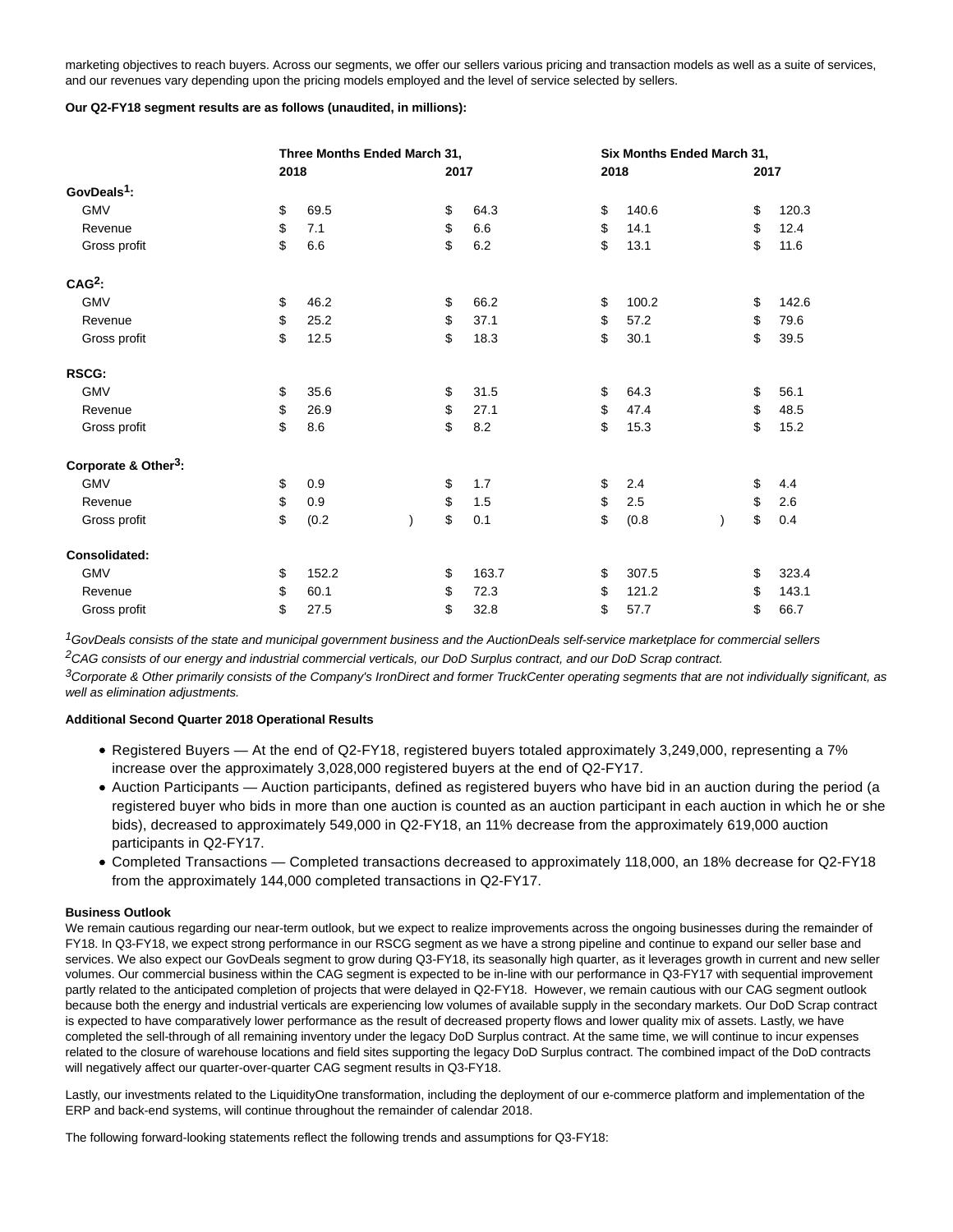marketing objectives to reach buyers. Across our segments, we offer our sellers various pricing and transaction models as well as a suite of services, and our revenues vary depending upon the pricing models employed and the level of service selected by sellers.

**Our Q2-FY18 segment results are as follows (unaudited, in millions):**

| | Three Months Ended March 31, | | Six Months Ended March 31, | |
|---|---|---|---|---|
| | 2018 | 2017 | 2018 | 2017 |
| **GovDeals[1]:** | | | | |
| GMV | $ 69.5 | $ 64.3 | $ 140.6 | $ 120.3 |
| Revenue | $ 7.1 | $ 6.6 | $ 14.1 | $ 12.4 |
| Gross profit | $ 6.6 | $ 6.2 | $ 13.1 | $ 11.6 |
| **CAG[2]:** | | | | |
| GMV | $ 46.2 | $ 66.2 | $ 100.2 | $ 142.6 |
| Revenue | $ 25.2 | $ 37.1 | $ 57.2 | $ 79.6 |
| Gross profit | $ 12.5 | $ 18.3 | $ 30.1 | $ 39.5 |
| **RSCG:** | | | | |
| GMV | $ 35.6 | $ 31.5 | $ 64.3 | $ 56.1 |
| Revenue | $ 26.9 | $ 27.1 | $ 47.4 | $ 48.5 |
| Gross profit | $ 8.6 | $ 8.2 | $ 15.3 | $ 15.2 |
| **Corporate & Other[3]:** | | | | |
| GMV | $ 0.9 | $ 1.7 | $ 2.4 | $ 4.4 |
| Revenue | $ 0.9 | $ 1.5 | $ 2.5 | $ 2.6 |
| Gross profit | $ (0.2) | $ 0.1 | $ (0.8) | $ 0.4 |
| **Consolidated:** | | | | |
| GMV | $ 152.2 | $ 163.7 | $ 307.5 | $ 323.4 |
| Revenue | $ 60.1 | $ 72.3 | $ 121.2 | $ 143.1 |
| Gross profit | $ 27.5 | $ 32.8 | $ 57.7 | $ 66.7 |

[1]*GovDeals consists of the state and municipal government business and the AuctionDeals self-service marketplace for commercial sellers*

[2]*CAG consists of our energy and industrial commercial verticals, our DoD Surplus contract, and our DoD Scrap contract.*

[3]*Corporate & Other primarily consists of the Company's IronDirect and former TruckCenter operating segments that are not individually significant, as well as elimination adjustments.*

**Additional Second Quarter 2018 Operational Results**

- Registered Buyers — At the end of Q2-FY18, registered buyers totaled approximately 3,249,000, representing a 7% increase over the approximately 3,028,000 registered buyers at the end of Q2-FY17.
- Auction Participants — Auction participants, defined as registered buyers who have bid in an auction during the period (a registered buyer who bids in more than one auction is counted as an auction participant in each auction in which he or she bids), decreased to approximately 549,000 in Q2-FY18, an 11% decrease from the approximately 619,000 auction participants in Q2-FY17.
- Completed Transactions — Completed transactions decreased to approximately 118,000, an 18% decrease for Q2-FY18 from the approximately 144,000 completed transactions in Q2-FY17.

**Business Outlook**

We remain cautious regarding our near-term outlook, but we expect to realize improvements across the ongoing businesses during the remainder of FY18. In Q3-FY18, we expect strong performance in our RSCG segment as we have a strong pipeline and continue to expand our seller base and services. We also expect our GovDeals segment to grow during Q3-FY18, its seasonally high quarter, as it leverages growth in current and new seller volumes. Our commercial business within the CAG segment is expected to be in-line with our performance in Q3-FY17 with sequential improvement partly related to the anticipated completion of projects that were delayed in Q2-FY18. However, we remain cautious with our CAG segment outlook because both the energy and industrial verticals are experiencing low volumes of available supply in the secondary markets. Our DoD Scrap contract is expected to have comparatively lower performance as the result of decreased property flows and lower quality mix of assets. Lastly, we have completed the sell-through of all remaining inventory under the legacy DoD Surplus contract. At the same time, we will continue to incur expenses related to the closure of warehouse locations and field sites supporting the legacy DoD Surplus contract. The combined impact of the DoD contracts will negatively affect our quarter-over-quarter CAG segment results in Q3-FY18.

Lastly, our investments related to the LiquidityOne transformation, including the deployment of our e-commerce platform and implementation of the ERP and back-end systems, will continue throughout the remainder of calendar 2018.

The following forward-looking statements reflect the following trends and assumptions for Q3-FY18: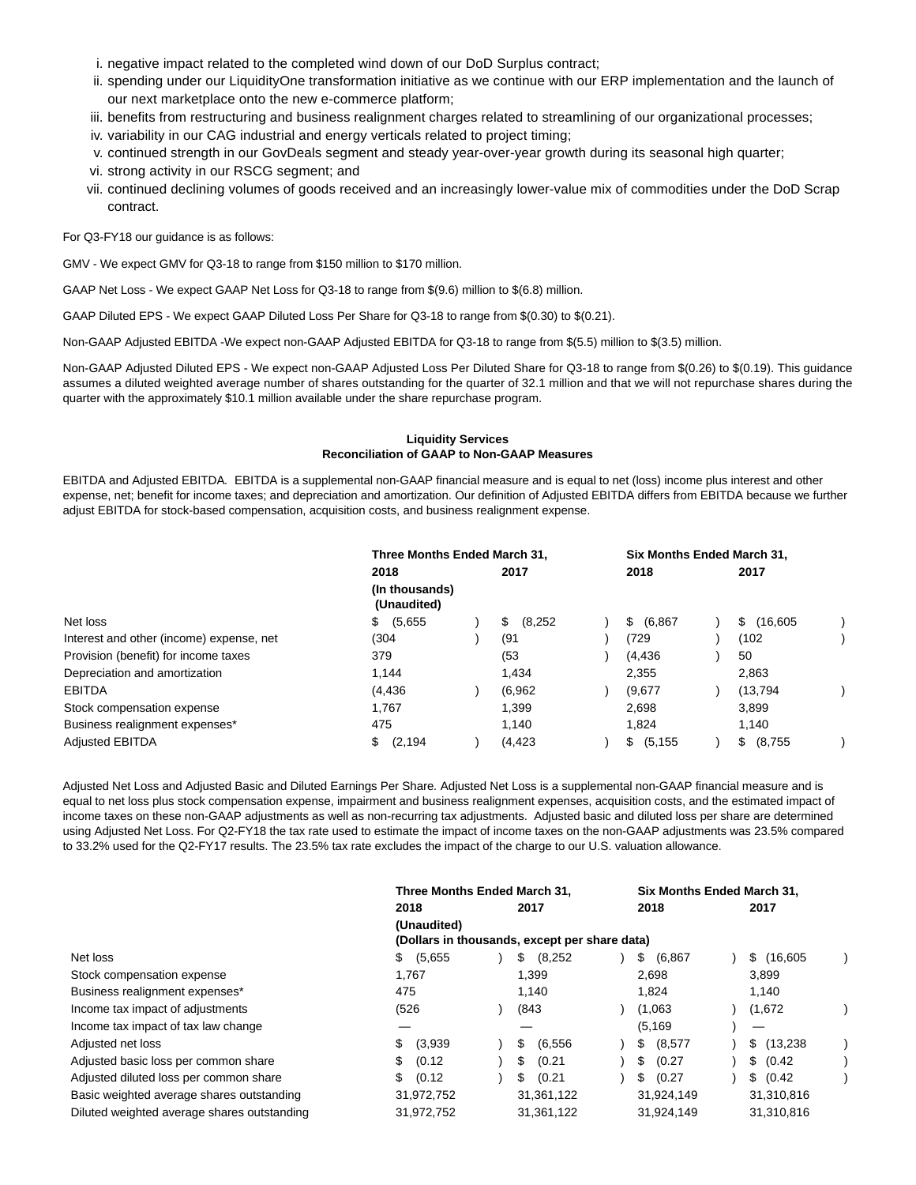i. negative impact related to the completed wind down of our DoD Surplus contract;
ii. spending under our LiquidityOne transformation initiative as we continue with our ERP implementation and the launch of our next marketplace onto the new e-commerce platform;
iii. benefits from restructuring and business realignment charges related to streamlining of our organizational processes;
iv. variability in our CAG industrial and energy verticals related to project timing;
v. continued strength in our GovDeals segment and steady year-over-year growth during its seasonal high quarter;
vi. strong activity in our RSCG segment; and
vii. continued declining volumes of goods received and an increasingly lower-value mix of commodities under the DoD Scrap contract.

For Q3-FY18 our guidance is as follows:

GMV - We expect GMV for Q3-18 to range from $150 million to $170 million.

GAAP Net Loss - We expect GAAP Net Loss for Q3-18 to range from $(9.6) million to $(6.8) million.

GAAP Diluted EPS - We expect GAAP Diluted Loss Per Share for Q3-18 to range from $(0.30) to $(0.21).

Non-GAAP Adjusted EBITDA -We expect non-GAAP Adjusted EBITDA for Q3-18 to range from $(5.5) million to $(3.5) million.

Non-GAAP Adjusted Diluted EPS - We expect non-GAAP Adjusted Loss Per Diluted Share for Q3-18 to range from $(0.26) to $(0.19). This guidance assumes a diluted weighted average number of shares outstanding for the quarter of 32.1 million and that we will not repurchase shares during the quarter with the approximately $10.1 million available under the share repurchase program.

**Liquidity Services**
**Reconciliation of GAAP to Non-GAAP Measures**

EBITDA and Adjusted EBITDA. EBITDA is a supplemental non-GAAP financial measure and is equal to net (loss) income plus interest and other expense, net; benefit for income taxes; and depreciation and amortization. Our definition of Adjusted EBITDA differs from EBITDA because we further adjust EBITDA for stock-based compensation, acquisition costs, and business realignment expense.

| | Three Months Ended March 31, | | Six Months Ended March 31, | |
|---|---|---|---|---|
| | 2018 | 2017 | 2018 | 2017 |
| | (In thousands) (Unaudited) | | | |
| Net loss | $ (5,655) | $ (8,252) | $ (6,867) | $ (16,605) |
| Interest and other (income) expense, net | (304) | (91) | (729) | (102) |
| Provision (benefit) for income taxes | 379 | (53) | (4,436) | 50 |
| Depreciation and amortization | 1,144 | 1,434 | 2,355 | 2,863 |
| EBITDA | (4,436) | (6,962) | (9,677) | (13,794) |
| Stock compensation expense | 1,767 | 1,399 | 2,698 | 3,899 |
| Business realignment expenses* | 475 | 1,140 | 1,824 | 1,140 |
| Adjusted EBITDA | $ (2,194) | (4,423) | $ (5,155) | $ (8,755) |

Adjusted Net Loss and Adjusted Basic and Diluted Earnings Per Share. Adjusted Net Loss is a supplemental non-GAAP financial measure and is equal to net loss plus stock compensation expense, impairment and business realignment expenses, acquisition costs, and the estimated impact of income taxes on these non-GAAP adjustments as well as non-recurring tax adjustments. Adjusted basic and diluted loss per share are determined using Adjusted Net Loss. For Q2-FY18 the tax rate used to estimate the impact of income taxes on the non-GAAP adjustments was 23.5% compared to 33.2% used for the Q2-FY17 results. The 23.5% tax rate excludes the impact of the charge to our U.S. valuation allowance.

| | Three Months Ended March 31, | | Six Months Ended March 31, | |
|---|---|---|---|---|
| | 2018 | 2017 | 2018 | 2017 |
| | (Unaudited) (Dollars in thousands, except per share data) | | | |
| Net loss | $ (5,655) | $ (8,252) | $ (6,867) | $ (16,605) |
| Stock compensation expense | 1,767 | 1,399 | 2,698 | 3,899 |
| Business realignment expenses* | 475 | 1,140 | 1,824 | 1,140 |
| Income tax impact of adjustments | (526) | (843) | (1,063) | (1,672) |
| Income tax impact of tax law change | — | — | (5,169) | — |
| Adjusted net loss | $ (3,939) | $ (6,556) | $ (8,577) | $ (13,238) |
| Adjusted basic loss per common share | $ (0.12) | $ (0.21) | $ (0.27) | $ (0.42) |
| Adjusted diluted loss per common share | $ (0.12) | $ (0.21) | $ (0.27) | $ (0.42) |
| Basic weighted average shares outstanding | 31,972,752 | 31,361,122 | 31,924,149 | 31,310,816 |
| Diluted weighted average shares outstanding | 31,972,752 | 31,361,122 | 31,924,149 | 31,310,816 |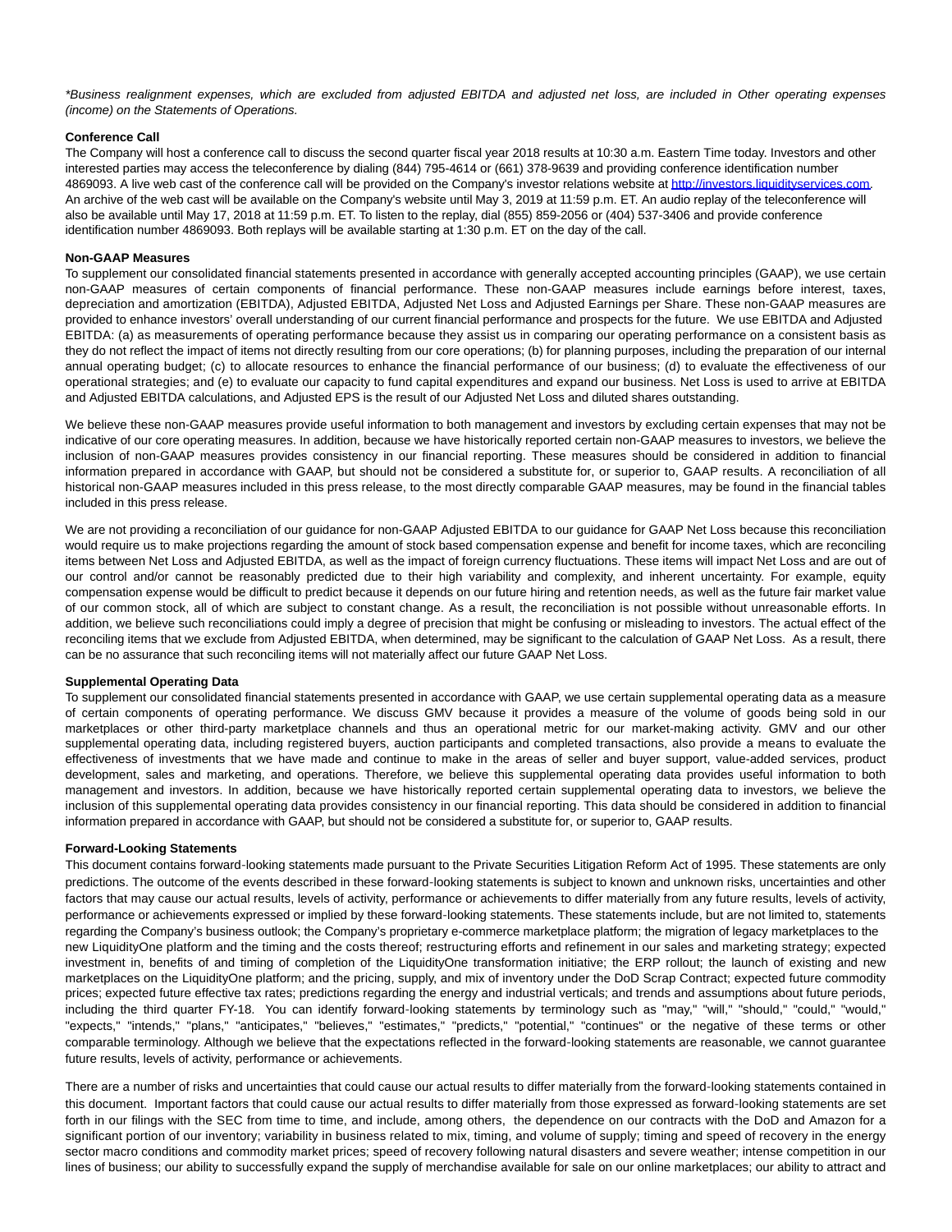*Business realignment expenses, which are excluded from adjusted EBITDA and adjusted net loss, are included in Other operating expenses (income) on the Statements of Operations.*

**Conference Call**

The Company will host a conference call to discuss the second quarter fiscal year 2018 results at 10:30 a.m. Eastern Time today. Investors and other interested parties may access the teleconference by dialing (844) 795-4614 or (661) 378-9639 and providing conference identification number 4869093. A live web cast of the conference call will be provided on the Company's investor relations website at [http://investors.liquidityservices.com](http://investors.liquidityservices.com). An archive of the web cast will be available on the Company's website until May 3, 2019 at 11:59 p.m. ET. An audio replay of the teleconference will also be available until May 17, 2018 at 11:59 p.m. ET. To listen to the replay, dial (855) 859-2056 or (404) 537-3406 and provide conference identification number 4869093. Both replays will be available starting at 1:30 p.m. ET on the day of the call.

**Non-GAAP Measures**

To supplement our consolidated financial statements presented in accordance with generally accepted accounting principles (GAAP), we use certain non-GAAP measures of certain components of financial performance. These non-GAAP measures include earnings before interest, taxes, depreciation and amortization (EBITDA), Adjusted EBITDA, Adjusted Net Loss and Adjusted Earnings per Share. These non-GAAP measures are provided to enhance investors' overall understanding of our current financial performance and prospects for the future. We use EBITDA and Adjusted EBITDA: (a) as measurements of operating performance because they assist us in comparing our operating performance on a consistent basis as they do not reflect the impact of items not directly resulting from our core operations; (b) for planning purposes, including the preparation of our internal annual operating budget; (c) to allocate resources to enhance the financial performance of our business; (d) to evaluate the effectiveness of our operational strategies; and (e) to evaluate our capacity to fund capital expenditures and expand our business. Net Loss is used to arrive at EBITDA and Adjusted EBITDA calculations, and Adjusted EPS is the result of our Adjusted Net Loss and diluted shares outstanding.

We believe these non-GAAP measures provide useful information to both management and investors by excluding certain expenses that may not be indicative of our core operating measures. In addition, because we have historically reported certain non-GAAP measures to investors, we believe the inclusion of non-GAAP measures provides consistency in our financial reporting. These measures should be considered in addition to financial information prepared in accordance with GAAP, but should not be considered a substitute for, or superior to, GAAP results. A reconciliation of all historical non-GAAP measures included in this press release, to the most directly comparable GAAP measures, may be found in the financial tables included in this press release.

We are not providing a reconciliation of our guidance for non-GAAP Adjusted EBITDA to our guidance for GAAP Net Loss because this reconciliation would require us to make projections regarding the amount of stock based compensation expense and benefit for income taxes, which are reconciling items between Net Loss and Adjusted EBITDA, as well as the impact of foreign currency fluctuations. These items will impact Net Loss and are out of our control and/or cannot be reasonably predicted due to their high variability and complexity, and inherent uncertainty. For example, equity compensation expense would be difficult to predict because it depends on our future hiring and retention needs, as well as the future fair market value of our common stock, all of which are subject to constant change. As a result, the reconciliation is not possible without unreasonable efforts. In addition, we believe such reconciliations could imply a degree of precision that might be confusing or misleading to investors. The actual effect of the reconciling items that we exclude from Adjusted EBITDA, when determined, may be significant to the calculation of GAAP Net Loss. As a result, there can be no assurance that such reconciling items will not materially affect our future GAAP Net Loss.

**Supplemental Operating Data**

To supplement our consolidated financial statements presented in accordance with GAAP, we use certain supplemental operating data as a measure of certain components of operating performance. We discuss GMV because it provides a measure of the volume of goods being sold in our marketplaces or other third-party marketplace channels and thus an operational metric for our market-making activity. GMV and our other supplemental operating data, including registered buyers, auction participants and completed transactions, also provide a means to evaluate the effectiveness of investments that we have made and continue to make in the areas of seller and buyer support, value-added services, product development, sales and marketing, and operations. Therefore, we believe this supplemental operating data provides useful information to both management and investors. In addition, because we have historically reported certain supplemental operating data to investors, we believe the inclusion of this supplemental operating data provides consistency in our financial reporting. This data should be considered in addition to financial information prepared in accordance with GAAP, but should not be considered a substitute for, or superior to, GAAP results.

**Forward-Looking Statements**

This document contains forward-looking statements made pursuant to the Private Securities Litigation Reform Act of 1995. These statements are only predictions. The outcome of the events described in these forward-looking statements is subject to known and unknown risks, uncertainties and other factors that may cause our actual results, levels of activity, performance or achievements to differ materially from any future results, levels of activity, performance or achievements expressed or implied by these forward-looking statements. These statements include, but are not limited to, statements regarding the Company's business outlook; the Company's proprietary e-commerce marketplace platform; the migration of legacy marketplaces to the new LiquidityOne platform and the timing and the costs thereof; restructuring efforts and refinement in our sales and marketing strategy; expected investment in, benefits of and timing of completion of the LiquidityOne transformation initiative; the ERP rollout; the launch of existing and new marketplaces on the LiquidityOne platform; and the pricing, supply, and mix of inventory under the DoD Scrap Contract; expected future commodity prices; expected future effective tax rates; predictions regarding the energy and industrial verticals; and trends and assumptions about future periods, including the third quarter FY-18. You can identify forward-looking statements by terminology such as "may," "will," "should," "could," "would," "expects," "intends," "plans," "anticipates," "believes," "estimates," "predicts," "potential," "continues" or the negative of these terms or other comparable terminology. Although we believe that the expectations reflected in the forward-looking statements are reasonable, we cannot guarantee future results, levels of activity, performance or achievements.

There are a number of risks and uncertainties that could cause our actual results to differ materially from the forward-looking statements contained in this document. Important factors that could cause our actual results to differ materially from those expressed as forward-looking statements are set forth in our filings with the SEC from time to time, and include, among others, the dependence on our contracts with the DoD and Amazon for a significant portion of our inventory; variability in business related to mix, timing, and volume of supply; timing and speed of recovery in the energy sector macro conditions and commodity market prices; speed of recovery following natural disasters and severe weather; intense competition in our lines of business; our ability to successfully expand the supply of merchandise available for sale on our online marketplaces; our ability to attract and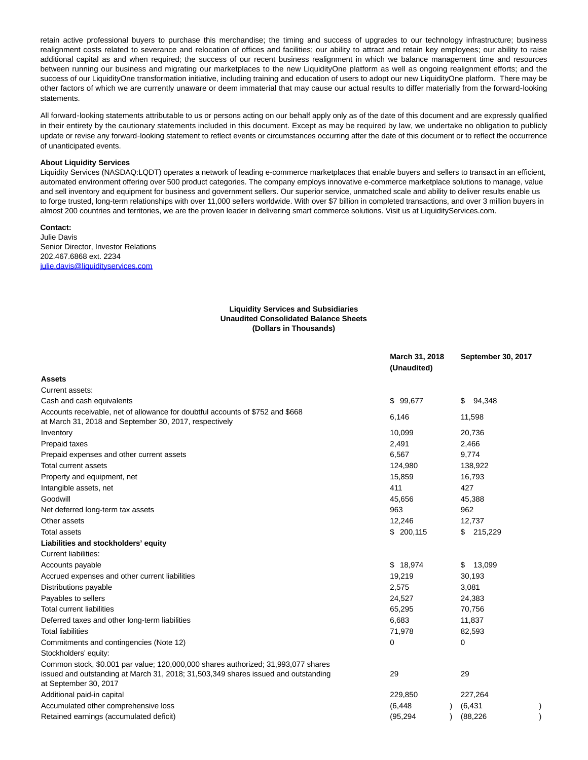retain active professional buyers to purchase this merchandise; the timing and success of upgrades to our technology infrastructure; business realignment costs related to severance and relocation of offices and facilities; our ability to attract and retain key employees; our ability to raise additional capital as and when required; the success of our recent business realignment in which we balance management time and resources between running our business and migrating our marketplaces to the new LiquidityOne platform as well as ongoing realignment efforts; and the success of our LiquidityOne transformation initiative, including training and education of users to adopt our new LiquidityOne platform. There may be other factors of which we are currently unaware or deem immaterial that may cause our actual results to differ materially from the forward-looking statements.

All forward-looking statements attributable to us or persons acting on our behalf apply only as of the date of this document and are expressly qualified in their entirety by the cautionary statements included in this document. Except as may be required by law, we undertake no obligation to publicly update or revise any forward-looking statement to reflect events or circumstances occurring after the date of this document or to reflect the occurrence of unanticipated events.

**About Liquidity Services**
Liquidity Services (NASDAQ:LQDT) operates a network of leading e-commerce marketplaces that enable buyers and sellers to transact in an efficient, automated environment offering over 500 product categories. The company employs innovative e-commerce marketplace solutions to manage, value and sell inventory and equipment for business and government sellers. Our superior service, unmatched scale and ability to deliver results enable us to forge trusted, long-term relationships with over 11,000 sellers worldwide. With over $7 billion in completed transactions, and over 3 million buyers in almost 200 countries and territories, we are the proven leader in delivering smart commerce solutions. Visit us at LiquidityServices.com.

**Contact:**
Julie Davis
Senior Director, Investor Relations
202.467.6868 ext. 2234
julie.davis@liquidityservices.com

**Liquidity Services and Subsidiaries**
**Unaudited Consolidated Balance Sheets**
**(Dollars in Thousands)**

| | March 31, 2018 (Unaudited) | September 30, 2017 |
|---|---|---|
| **Assets** | | |
| Current assets: | | |
| Cash and cash equivalents | $ 99,677 | $ 94,348 |
| Accounts receivable, net of allowance for doubtful accounts of $752 and $668 at March 31, 2018 and September 30, 2017, respectively | 6,146 | 11,598 |
| Inventory | 10,099 | 20,736 |
| Prepaid taxes | 2,491 | 2,466 |
| Prepaid expenses and other current assets | 6,567 | 9,774 |
| Total current assets | 124,980 | 138,922 |
| Property and equipment, net | 15,859 | 16,793 |
| Intangible assets, net | 411 | 427 |
| Goodwill | 45,656 | 45,388 |
| Net deferred long-term tax assets | 963 | 962 |
| Other assets | 12,246 | 12,737 |
| Total assets | $ 200,115 | $ 215,229 |
| **Liabilities and stockholders' equity** | | |
| Current liabilities: | | |
| Accounts payable | $ 18,974 | $ 13,099 |
| Accrued expenses and other current liabilities | 19,219 | 30,193 |
| Distributions payable | 2,575 | 3,081 |
| Payables to sellers | 24,527 | 24,383 |
| Total current liabilities | 65,295 | 70,756 |
| Deferred taxes and other long-term liabilities | 6,683 | 11,837 |
| Total liabilities | 71,978 | 82,593 |
| Commitments and contingencies (Note 12) | 0 | 0 |
| Stockholders' equity: | | |
| Common stock, $0.001 par value; 120,000,000 shares authorized; 31,993,077 shares issued and outstanding at March 31, 2018; 31,503,349 shares issued and outstanding at September 30, 2017 | 29 | 29 |
| Additional paid-in capital | 229,850 | 227,264 |
| Accumulated other comprehensive loss | (6,448) | (6,431) |
| Retained earnings (accumulated deficit) | (95,294) | (88,226) |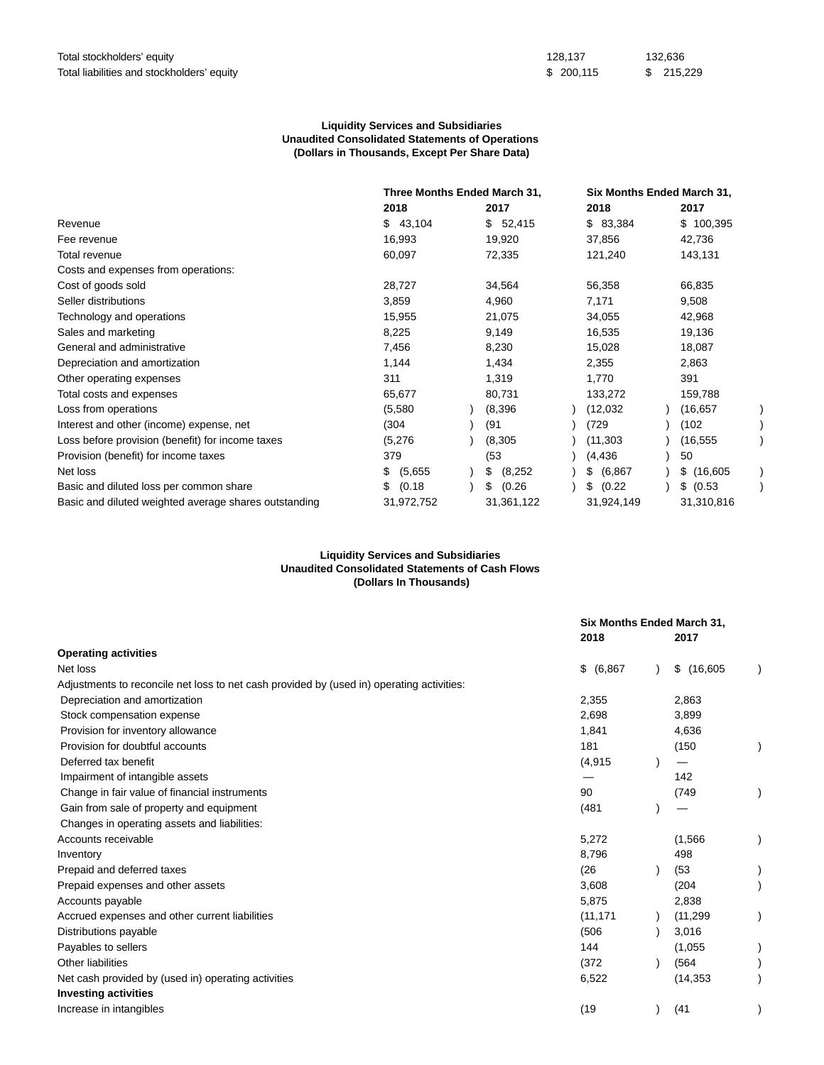| | | |
|---|---|---|
| Total stockholders' equity | 128,137 | 132,636 |
| Total liabilities and stockholders' equity | $ 200,115 | $ 215,229 |

**Liquidity Services and Subsidiaries**
**Unaudited Consolidated Statements of Operations**
**(Dollars in Thousands, Except Per Share Data)**

| | Three Months Ended March 31, | | Six Months Ended March 31, | |
|---|---|---|---|---|
| | **2018** | **2017** | **2018** | **2017** |
| Revenue | $ 43,104 | $ 52,415 | $ 83,384 | $ 100,395 |
| Fee revenue | 16,993 | 19,920 | 37,856 | 42,736 |
| Total revenue | 60,097 | 72,335 | 121,240 | 143,131 |
| Costs and expenses from operations: | | | | |
| Cost of goods sold | 28,727 | 34,564 | 56,358 | 66,835 |
| Seller distributions | 3,859 | 4,960 | 7,171 | 9,508 |
| Technology and operations | 15,955 | 21,075 | 34,055 | 42,968 |
| Sales and marketing | 8,225 | 9,149 | 16,535 | 19,136 |
| General and administrative | 7,456 | 8,230 | 15,028 | 18,087 |
| Depreciation and amortization | 1,144 | 1,434 | 2,355 | 2,863 |
| Other operating expenses | 311 | 1,319 | 1,770 | 391 |
| Total costs and expenses | 65,677 | 80,731 | 133,272 | 159,788 |
| Loss from operations | (5,580) | (8,396) | (12,032) | (16,657) |
| Interest and other (income) expense, net | (304) | (91) | (729) | (102) |
| Loss before provision (benefit) for income taxes | (5,276) | (8,305) | (11,303) | (16,555) |
| Provision (benefit) for income taxes | 379 | (53) | (4,436) | 50 |
| Net loss | $ (5,655) | $ (8,252) | $ (6,867) | $ (16,605) |
| Basic and diluted loss per common share | $ (0.18) | $ (0.26) | $ (0.22) | $ (0.53) |
| Basic and diluted weighted average shares outstanding | 31,972,752 | 31,361,122 | 31,924,149 | 31,310,816 |

**Liquidity Services and Subsidiaries**
**Unaudited Consolidated Statements of Cash Flows**
**(Dollars In Thousands)**

| | Six Months Ended March 31, | |
|---|---|---|
| | **2018** | **2017** |
| **Operating activities** | | |
| Net loss | $ (6,867) | $ (16,605) |
| Adjustments to reconcile net loss to net cash provided by (used in) operating activities: | | |
| Depreciation and amortization | 2,355 | 2,863 |
| Stock compensation expense | 2,698 | 3,899 |
| Provision for inventory allowance | 1,841 | 4,636 |
| Provision for doubtful accounts | 181 | (150) |
| Deferred tax benefit | (4,915) | — |
| Impairment of intangible assets | — | 142 |
| Change in fair value of financial instruments | 90 | (749) |
| Gain from sale of property and equipment | (481) | — |
| Changes in operating assets and liabilities: | | |
| Accounts receivable | 5,272 | (1,566) |
| Inventory | 8,796 | 498 |
| Prepaid and deferred taxes | (26) | (53) |
| Prepaid expenses and other assets | 3,608 | (204) |
| Accounts payable | 5,875 | 2,838 |
| Accrued expenses and other current liabilities | (11,171) | (11,299) |
| Distributions payable | (506) | 3,016 |
| Payables to sellers | 144 | (1,055) |
| Other liabilities | (372) | (564) |
| Net cash provided by (used in) operating activities | 6,522 | (14,353) |
| **Investing activities** | | |
| Increase in intangibles | (19) | (41) |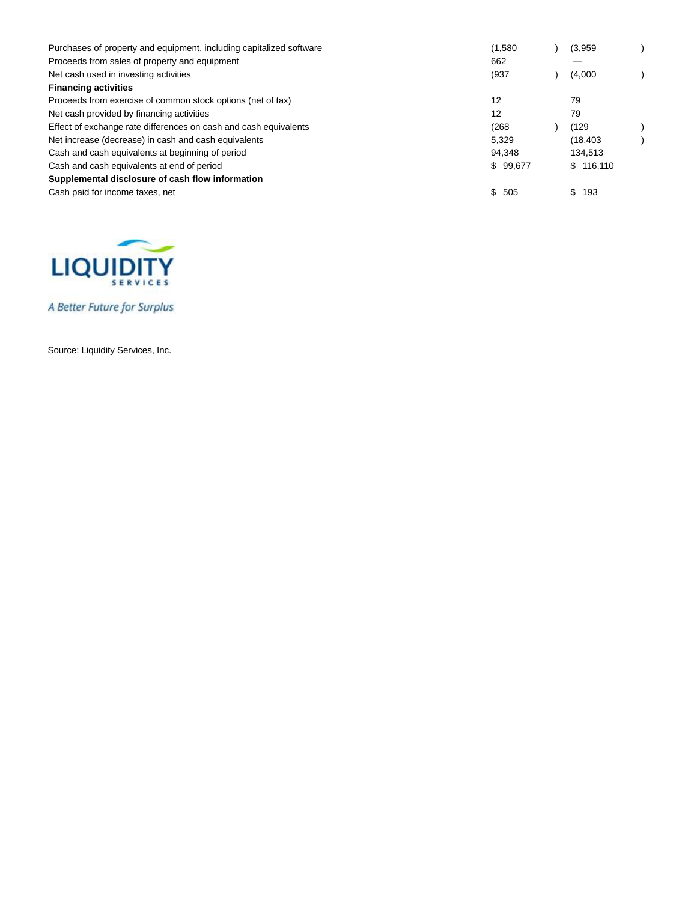| | | |
|---|---|---|
| Purchases of property and equipment, including capitalized software | (1,580) | (3,959) |
| Proceeds from sales of property and equipment | 662 | — |
| Net cash used in investing activities | (937) | (4,000) |
| **Financing activities** | | |
| Proceeds from exercise of common stock options (net of tax) | 12 | 79 |
| Net cash provided by financing activities | 12 | 79 |
| Effect of exchange rate differences on cash and cash equivalents | (268) | (129) |
| Net increase (decrease) in cash and cash equivalents | 5,329 | (18,403) |
| Cash and cash equivalents at beginning of period | 94,348 | 134,513 |
| Cash and cash equivalents at end of period | $ 99,677 | $ 116,110 |
| **Supplemental disclosure of cash flow information** | | |
| Cash paid for income taxes, net | $ 505 | $ 193 |

LIQUIDITY SERVICES

*A Better Future for Surplus*

Source: Liquidity Services, Inc.